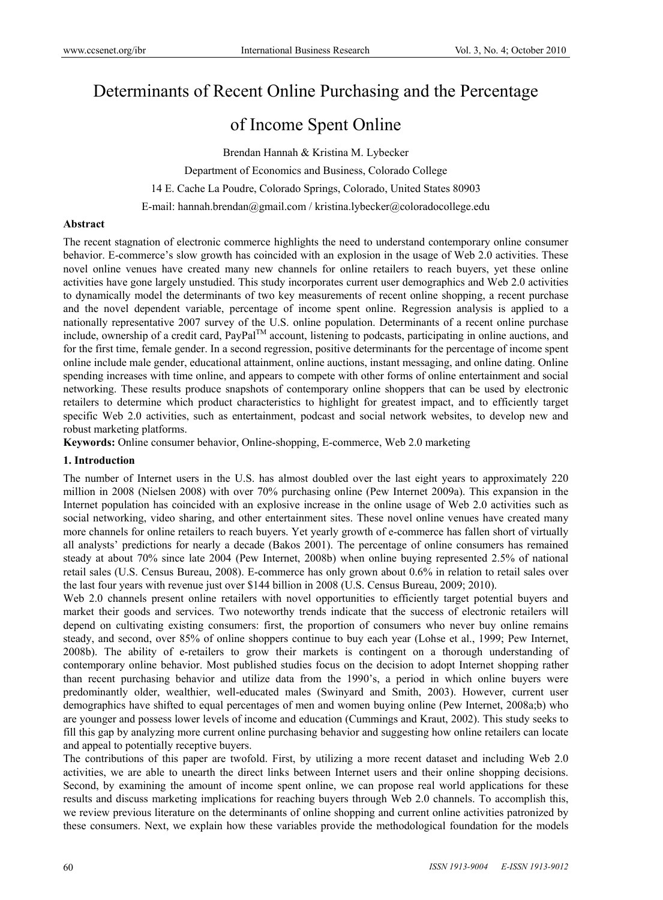# Determinants of Recent Online Purchasing and the Percentage of Income Spent Online

Brendan Hannah & Kristina M. Lybecker

Department of Economics and Business, Colorado College

14 E. Cache La Poudre, Colorado Springs, Colorado, United States 80903

E-mail: hannah.brendan@gmail.com / kristina.lybecker@coloradocollege.edu

### Abstract

The recent stagnation of electronic commerce highlights the need to understand contemporary online consumer behavior. E-commerce's slow growth has coincided with an explosion in the usage of Web 2.0 activities. These novel online venues have created many new channels for online retailers to reach buyers, yet these online activities have gone largely unstudied. This study incorporates current user demographics and Web 2.0 activities to dynamically model the determinants of two key measurements of recent online shopping, a recent purchase and the novel dependent variable, percentage of income spent online. Regression analysis is applied to a nationally representative 2007 survey of the U.S. online population. Determinants of a recent online purchase include, ownership of a credit card, PayPal™ account, listening to podcasts, participating in online auctions, and for the first time, female gender. In a second regression, positive determinants for the percentage of income spent online include male gender, educational attainment, online auctions, instant messaging, and online dating. Online spending increases with time online, and appears to compete with other forms of online entertainment and social networking. These results produce snapshots of contemporary online shoppers that can be used by electronic retailers to determine which product characteristics to highlight for greatest impact, and to efficiently target specific Web 2.0 activities, such as entertainment, podcast and social network websites, to develop new and robust marketing platforms.

**Keywords:** Online consumer behavior, Online-shopping, E-commerce, Web 2.0 marketing

### 1. Introduction

The number of Internet users in the U.S. has almost doubled over the last eight years to approximately 220 million in 2008 (Nielsen 2008) with over 70% purchasing online (Pew Internet 2009a). This expansion in the Internet population has coincided with an explosive increase in the online usage of Web 2.0 activities such as social networking, video sharing, and other entertainment sites. These novel online venues have created many more channels for online retailers to reach buyers. Yet yearly growth of e-commerce has fallen short of virtually all analysts' predictions for nearly a decade (Bakos 2001). The percentage of online consumers has remained steady at about 70% since late 2004 (Pew Internet, 2008b) when online buying represented 2.5% of national retail sales (U.S. Census Bureau, 2008). E-commerce has only grown about 0.6% in relation to retail sales over the last four years with revenue just over $144 billion in 2008 (U.S. Census Bureau, 2009; 2010).

Web 2.0 channels present online retailers with novel opportunities to efficiently target potential buyers and market their goods and services. Two noteworthy trends indicate that the success of electronic retailers will depend on cultivating existing consumers: first, the proportion of consumers who never buy online remains steady, and second, over 85% of online shoppers continue to buy each year (Lohse et al., 1999; Pew Internet, 2008b). The ability of e-retailers to grow their markets is contingent on a thorough understanding of contemporary online behavior. Most published studies focus on the decision to adopt Internet shopping rather than recent purchasing behavior and utilize data from the 1990's, a period in which online buyers were predominantly older, wealthier, well-educated males (Swinyard and Smith, 2003). However, current user demographics have shifted to equal percentages of men and women buying online (Pew Internet, 2008a;b) who are younger and possess lower levels of income and education (Cummings and Kraut, 2002). This study seeks to fill this gap by analyzing more current online purchasing behavior and suggesting how online retailers can locate and appeal to potentially receptive buyers.

The contributions of this paper are twofold. First, by utilizing a more recent dataset and including Web 2.0 activities, we are able to unearth the direct links between Internet users and their online shopping decisions. Second, by examining the amount of income spent online, we can propose real world applications for these results and discuss marketing implications for reaching buyers through Web 2.0 channels. To accomplish this, we review previous literature on the determinants of online shopping and current online activities patronized by these consumers. Next, we explain how these variables provide the methodological foundation for the models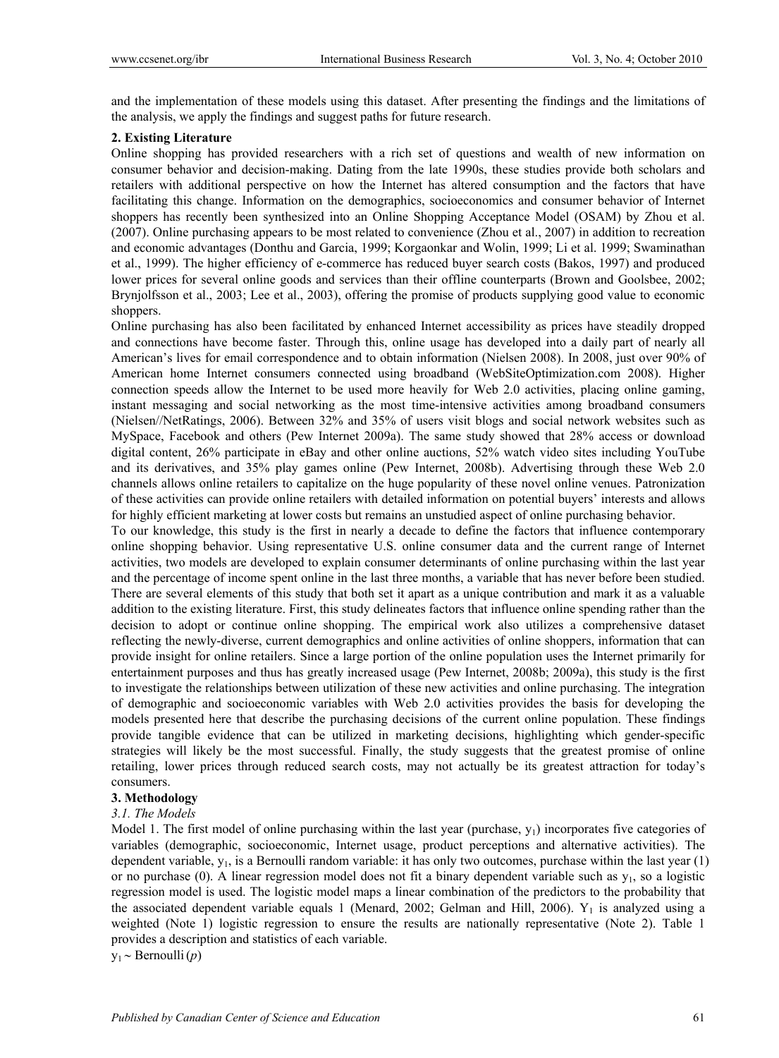and the implementation of these models using this dataset. After presenting the findings and the limitations of the analysis, we apply the findings and suggest paths for future research.

## 2. Existing Literature

Online shopping has provided researchers with a rich set of questions and wealth of new information on consumer behavior and decision-making. Dating from the late 1990s, these studies provide both scholars and retailers with additional perspective on how the Internet has altered consumption and the factors that have facilitating this change. Information on the demographics, socioeconomics and consumer behavior of Internet shoppers has recently been synthesized into an Online Shopping Acceptance Model (OSAM) by Zhou et al. (2007). Online purchasing appears to be most related to convenience (Zhou et al., 2007) in addition to recreation and economic advantages (Donthu and Garcia, 1999; Korgaonkar and Wolin, 1999; Li et al. 1999; Swaminathan et al., 1999). The higher efficiency of e-commerce has reduced buyer search costs (Bakos, 1997) and produced lower prices for several online goods and services than their offline counterparts (Brown and Goolsbee, 2002; Brynjolfsson et al., 2003; Lee et al., 2003), offering the promise of products supplying good value to economic shoppers.

Online purchasing has also been facilitated by enhanced Internet accessibility as prices have steadily dropped and connections have become faster. Through this, online usage has developed into a daily part of nearly all American's lives for email correspondence and to obtain information (Nielsen 2008). In 2008, just over 90% of American home Internet consumers connected using broadband (WebSiteOptimization.com 2008). Higher connection speeds allow the Internet to be used more heavily for Web 2.0 activities, placing online gaming, instant messaging and social networking as the most time-intensive activities among broadband consumers (Nielsen//NetRatings, 2006). Between 32% and 35% of users visit blogs and social network websites such as MySpace, Facebook and others (Pew Internet 2009a). The same study showed that 28% access or download digital content, 26% participate in eBay and other online auctions, 52% watch video sites including YouTube and its derivatives, and 35% play games online (Pew Internet, 2008b). Advertising through these Web 2.0 channels allows online retailers to capitalize on the huge popularity of these novel online venues. Patronization of these activities can provide online retailers with detailed information on potential buyers' interests and allows for highly efficient marketing at lower costs but remains an unstudied aspect of online purchasing behavior.

To our knowledge, this study is the first in nearly a decade to define the factors that influence contemporary online shopping behavior. Using representative U.S. online consumer data and the current range of Internet activities, two models are developed to explain consumer determinants of online purchasing within the last year and the percentage of income spent online in the last three months, a variable that has never before been studied. There are several elements of this study that both set it apart as a unique contribution and mark it as a valuable addition to the existing literature. First, this study delineates factors that influence online spending rather than the decision to adopt or continue online shopping. The empirical work also utilizes a comprehensive dataset reflecting the newly-diverse, current demographics and online activities of online shoppers, information that can provide insight for online retailers. Since a large portion of the online population uses the Internet primarily for entertainment purposes and thus has greatly increased usage (Pew Internet, 2008b; 2009a), this study is the first to investigate the relationships between utilization of these new activities and online purchasing. The integration of demographic and socioeconomic variables with Web 2.0 activities provides the basis for developing the models presented here that describe the purchasing decisions of the current online population. These findings provide tangible evidence that can be utilized in marketing decisions, highlighting which gender-specific strategies will likely be the most successful. Finally, the study suggests that the greatest promise of online retailing, lower prices through reduced search costs, may not actually be its greatest attraction for today's consumers.

## 3. Methodology

### *3.1. The Models*

Model 1. The first model of online purchasing within the last year (purchase, $y_1$) incorporates five categories of variables (demographic, socioeconomic, Internet usage, product perceptions and alternative activities). The dependent variable, $y_1$, is a Bernoulli random variable: it has only two outcomes, purchase within the last year (1) or no purchase (0). A linear regression model does not fit a binary dependent variable such as $y_1$, so a logistic regression model is used. The logistic model maps a linear combination of the predictors to the probability that the associated dependent variable equals 1 (Menard, 2002; Gelman and Hill, 2006). $Y_1$ is analyzed using a weighted (Note 1) logistic regression to ensure the results are nationally representative (Note 2). Table 1 provides a description and statistics of each variable.

$y_1 \sim \text{Bernoulli}(p)$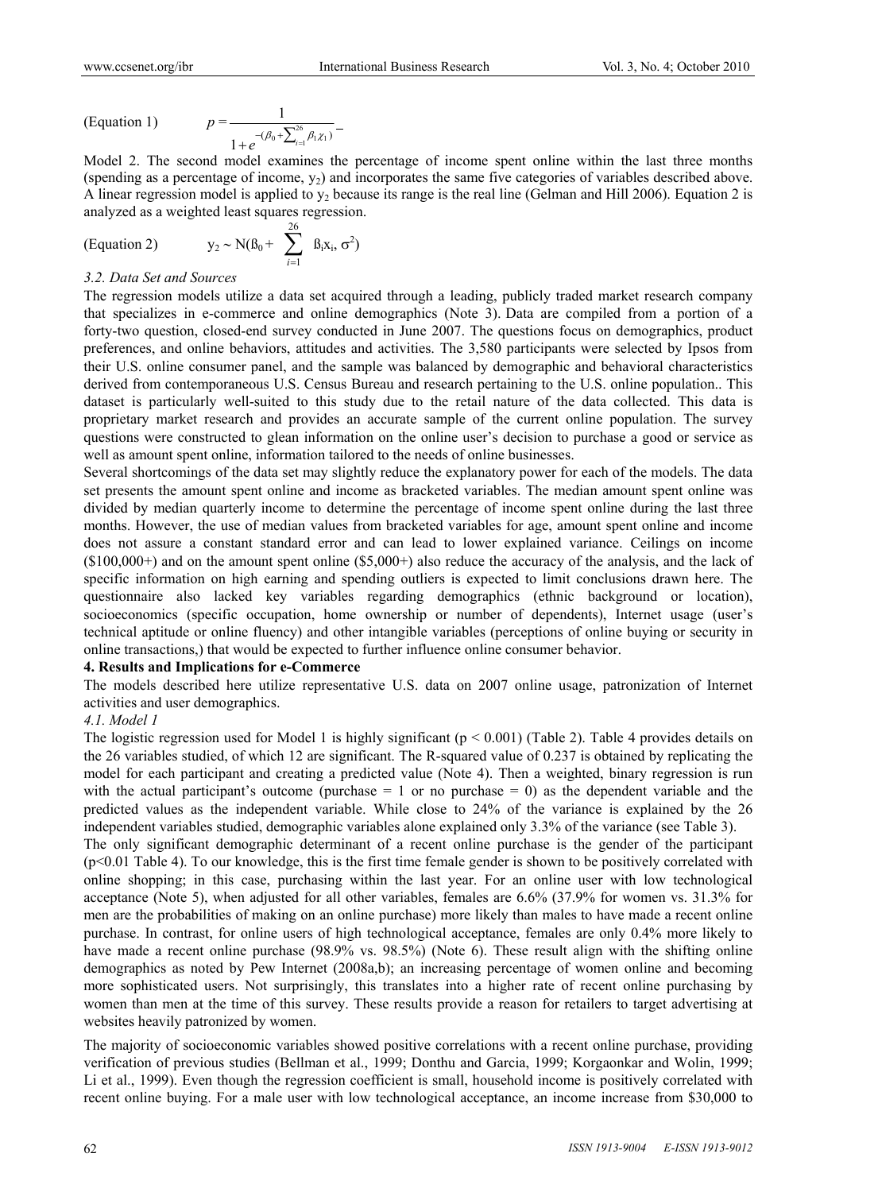(Equation 1) $$p = \frac{1}{1+e^{-(\beta_0+\sum_{i=1}^{26}\beta_1\chi_1)}}$$

Model 2. The second model examines the percentage of income spent online within the last three months (spending as a percentage of income, $y_2$) and incorporates the same five categories of variables described above. A linear regression model is applied to $y_2$ because its range is the real line (Gelman and Hill 2006). Equation 2 is analyzed as a weighted least squares regression.

(Equation 2) $$y_2 \sim N(\beta_0 + \sum_{i=1}^{26} \beta_i x_i, \sigma^2)$$

### 3.2. Data Set and Sources

The regression models utilize a data set acquired through a leading, publicly traded market research company that specializes in e-commerce and online demographics (Note 3). Data are compiled from a portion of a forty-two question, closed-end survey conducted in June 2007. The questions focus on demographics, product preferences, and online behaviors, attitudes and activities. The 3,580 participants were selected by Ipsos from their U.S. online consumer panel, and the sample was balanced by demographic and behavioral characteristics derived from contemporaneous U.S. Census Bureau and research pertaining to the U.S. online population.. This dataset is particularly well-suited to this study due to the retail nature of the data collected. This data is proprietary market research and provides an accurate sample of the current online population. The survey questions were constructed to glean information on the online user's decision to purchase a good or service as well as amount spent online, information tailored to the needs of online businesses.

Several shortcomings of the data set may slightly reduce the explanatory power for each of the models. The data set presents the amount spent online and income as bracketed variables. The median amount spent online was divided by median quarterly income to determine the percentage of income spent online during the last three months. However, the use of median values from bracketed variables for age, amount spent online and income does not assure a constant standard error and can lead to lower explained variance. Ceilings on income ($100,000+) and on the amount spent online ($5,000+) also reduce the accuracy of the analysis, and the lack of specific information on high earning and spending outliers is expected to limit conclusions drawn here. The questionnaire also lacked key variables regarding demographics (ethnic background or location), socioeconomics (specific occupation, home ownership or number of dependents), Internet usage (user's technical aptitude or online fluency) and other intangible variables (perceptions of online buying or security in online transactions,) that would be expected to further influence online consumer behavior.

## 4. Results and Implications for e-Commerce

The models described here utilize representative U.S. data on 2007 online usage, patronization of Internet activities and user demographics.

### 4.1. Model 1

The logistic regression used for Model 1 is highly significant ($p < 0.001$) (Table 2). Table 4 provides details on the 26 variables studied, of which 12 are significant. The R-squared value of 0.237 is obtained by replicating the model for each participant and creating a predicted value (Note 4). Then a weighted, binary regression is run with the actual participant's outcome (purchase = 1 or no purchase = 0) as the dependent variable and the predicted values as the independent variable. While close to 24% of the variance is explained by the 26 independent variables studied, demographic variables alone explained only 3.3% of the variance (see Table 3).

The only significant demographic determinant of a recent online purchase is the gender of the participant ($p<0.01$ Table 4). To our knowledge, this is the first time female gender is shown to be positively correlated with online shopping; in this case, purchasing within the last year. For an online user with low technological acceptance (Note 5), when adjusted for all other variables, females are 6.6% (37.9% for women vs. 31.3% for men are the probabilities of making on an online purchase) more likely than males to have made a recent online purchase. In contrast, for online users of high technological acceptance, females are only 0.4% more likely to have made a recent online purchase (98.9% vs. 98.5%) (Note 6). These result align with the shifting online demographics as noted by Pew Internet (2008a,b); an increasing percentage of women online and becoming more sophisticated users. Not surprisingly, this translates into a higher rate of recent online purchasing by women than men at the time of this survey. These results provide a reason for retailers to target advertising at websites heavily patronized by women.

The majority of socioeconomic variables showed positive correlations with a recent online purchase, providing verification of previous studies (Bellman et al., 1999; Donthu and Garcia, 1999; Korgaonkar and Wolin, 1999; Li et al., 1999). Even though the regression coefficient is small, household income is positively correlated with recent online buying. For a male user with low technological acceptance, an income increase from $30,000 to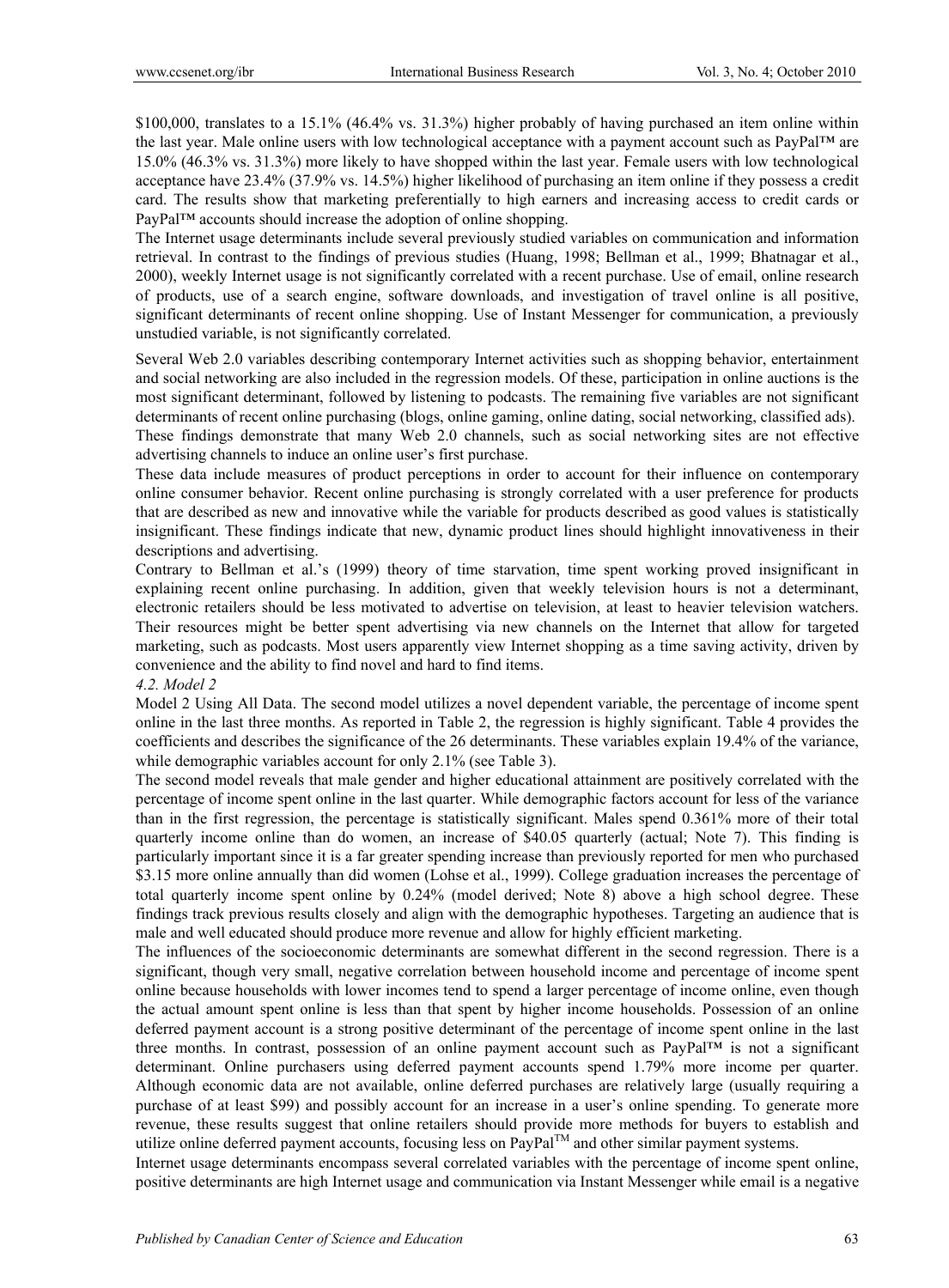$100,000, translates to a 15.1% (46.4% vs. 31.3%) higher probably of having purchased an item online within the last year. Male online users with low technological acceptance with a payment account such as PayPal™ are 15.0% (46.3% vs. 31.3%) more likely to have shopped within the last year. Female users with low technological acceptance have 23.4% (37.9% vs. 14.5%) higher likelihood of purchasing an item online if they possess a credit card. The results show that marketing preferentially to high earners and increasing access to credit cards or PayPal™ accounts should increase the adoption of online shopping.

The Internet usage determinants include several previously studied variables on communication and information retrieval. In contrast to the findings of previous studies (Huang, 1998; Bellman et al., 1999; Bhatnagar et al., 2000), weekly Internet usage is not significantly correlated with a recent purchase. Use of email, online research of products, use of a search engine, software downloads, and investigation of travel online is all positive, significant determinants of recent online shopping. Use of Instant Messenger for communication, a previously unstudied variable, is not significantly correlated.

Several Web 2.0 variables describing contemporary Internet activities such as shopping behavior, entertainment and social networking are also included in the regression models. Of these, participation in online auctions is the most significant determinant, followed by listening to podcasts. The remaining five variables are not significant determinants of recent online purchasing (blogs, online gaming, online dating, social networking, classified ads). These findings demonstrate that many Web 2.0 channels, such as social networking sites are not effective advertising channels to induce an online user's first purchase.

These data include measures of product perceptions in order to account for their influence on contemporary online consumer behavior. Recent online purchasing is strongly correlated with a user preference for products that are described as new and innovative while the variable for products described as good values is statistically insignificant. These findings indicate that new, dynamic product lines should highlight innovativeness in their descriptions and advertising.

Contrary to Bellman et al.'s (1999) theory of time starvation, time spent working proved insignificant in explaining recent online purchasing. In addition, given that weekly television hours is not a determinant, electronic retailers should be less motivated to advertise on television, at least to heavier television watchers. Their resources might be better spent advertising via new channels on the Internet that allow for targeted marketing, such as podcasts. Most users apparently view Internet shopping as a time saving activity, driven by convenience and the ability to find novel and hard to find items.

*4.2. Model 2*

Model 2 Using All Data. The second model utilizes a novel dependent variable, the percentage of income spent online in the last three months. As reported in Table 2, the regression is highly significant. Table 4 provides the coefficients and describes the significance of the 26 determinants. These variables explain 19.4% of the variance, while demographic variables account for only 2.1% (see Table 3).

The second model reveals that male gender and higher educational attainment are positively correlated with the percentage of income spent online in the last quarter. While demographic factors account for less of the variance than in the first regression, the percentage is statistically significant. Males spend 0.361% more of their total quarterly income online than do women, an increase of $40.05 quarterly (actual; Note 7). This finding is particularly important since it is a far greater spending increase than previously reported for men who purchased $3.15 more online annually than did women (Lohse et al., 1999). College graduation increases the percentage of total quarterly income spent online by 0.24% (model derived; Note 8) above a high school degree. These findings track previous results closely and align with the demographic hypotheses. Targeting an audience that is male and well educated should produce more revenue and allow for highly efficient marketing.

The influences of the socioeconomic determinants are somewhat different in the second regression. There is a significant, though very small, negative correlation between household income and percentage of income spent online because households with lower incomes tend to spend a larger percentage of income online, even though the actual amount spent online is less than that spent by higher income households. Possession of an online deferred payment account is a strong positive determinant of the percentage of income spent online in the last three months. In contrast, possession of an online payment account such as PayPal™ is not a significant determinant. Online purchasers using deferred payment accounts spend 1.79% more income per quarter. Although economic data are not available, online deferred purchases are relatively large (usually requiring a purchase of at least $99) and possibly account for an increase in a user's online spending. To generate more revenue, these results suggest that online retailers should provide more methods for buyers to establish and utilize online deferred payment accounts, focusing less on PayPal™ and other similar payment systems.

Internet usage determinants encompass several correlated variables with the percentage of income spent online, positive determinants are high Internet usage and communication via Instant Messenger while email is a negative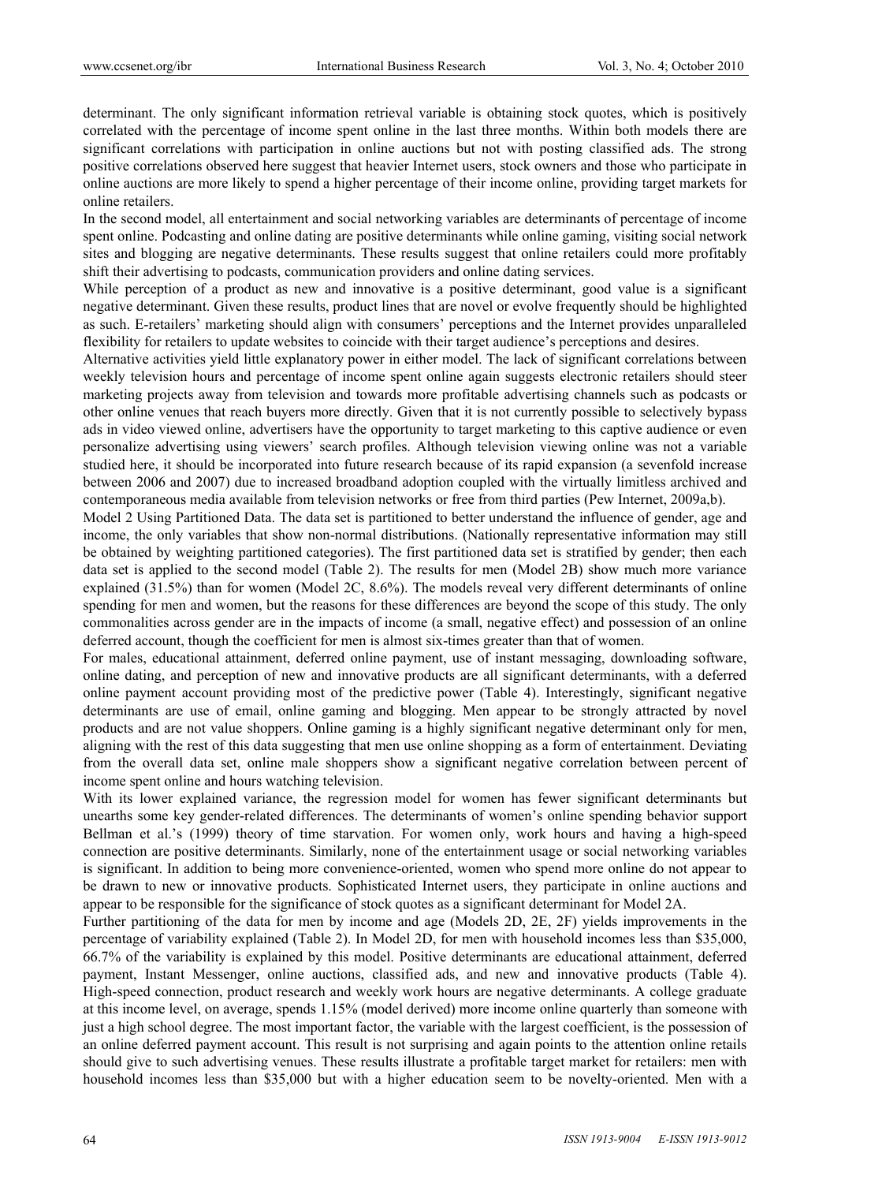determinant. The only significant information retrieval variable is obtaining stock quotes, which is positively correlated with the percentage of income spent online in the last three months. Within both models there are significant correlations with participation in online auctions but not with posting classified ads. The strong positive correlations observed here suggest that heavier Internet users, stock owners and those who participate in online auctions are more likely to spend a higher percentage of their income online, providing target markets for online retailers.

In the second model, all entertainment and social networking variables are determinants of percentage of income spent online. Podcasting and online dating are positive determinants while online gaming, visiting social network sites and blogging are negative determinants. These results suggest that online retailers could more profitably shift their advertising to podcasts, communication providers and online dating services.

While perception of a product as new and innovative is a positive determinant, good value is a significant negative determinant. Given these results, product lines that are novel or evolve frequently should be highlighted as such. E-retailers' marketing should align with consumers' perceptions and the Internet provides unparalleled flexibility for retailers to update websites to coincide with their target audience's perceptions and desires.

Alternative activities yield little explanatory power in either model. The lack of significant correlations between weekly television hours and percentage of income spent online again suggests electronic retailers should steer marketing projects away from television and towards more profitable advertising channels such as podcasts or other online venues that reach buyers more directly. Given that it is not currently possible to selectively bypass ads in video viewed online, advertisers have the opportunity to target marketing to this captive audience or even personalize advertising using viewers' search profiles. Although television viewing online was not a variable studied here, it should be incorporated into future research because of its rapid expansion (a sevenfold increase between 2006 and 2007) due to increased broadband adoption coupled with the virtually limitless archived and contemporaneous media available from television networks or free from third parties (Pew Internet, 2009a,b).

Model 2 Using Partitioned Data. The data set is partitioned to better understand the influence of gender, age and income, the only variables that show non-normal distributions. (Nationally representative information may still be obtained by weighting partitioned categories). The first partitioned data set is stratified by gender; then each data set is applied to the second model (Table 2). The results for men (Model 2B) show much more variance explained (31.5%) than for women (Model 2C, 8.6%). The models reveal very different determinants of online spending for men and women, but the reasons for these differences are beyond the scope of this study. The only commonalities across gender are in the impacts of income (a small, negative effect) and possession of an online deferred account, though the coefficient for men is almost six-times greater than that of women.

For males, educational attainment, deferred online payment, use of instant messaging, downloading software, online dating, and perception of new and innovative products are all significant determinants, with a deferred online payment account providing most of the predictive power (Table 4). Interestingly, significant negative determinants are use of email, online gaming and blogging. Men appear to be strongly attracted by novel products and are not value shoppers. Online gaming is a highly significant negative determinant only for men, aligning with the rest of this data suggesting that men use online shopping as a form of entertainment. Deviating from the overall data set, online male shoppers show a significant negative correlation between percent of income spent online and hours watching television.

With its lower explained variance, the regression model for women has fewer significant determinants but unearths some key gender-related differences. The determinants of women's online spending behavior support Bellman et al.'s (1999) theory of time starvation. For women only, work hours and having a high-speed connection are positive determinants. Similarly, none of the entertainment usage or social networking variables is significant. In addition to being more convenience-oriented, women who spend more online do not appear to be drawn to new or innovative products. Sophisticated Internet users, they participate in online auctions and appear to be responsible for the significance of stock quotes as a significant determinant for Model 2A.

Further partitioning of the data for men by income and age (Models 2D, 2E, 2F) yields improvements in the percentage of variability explained (Table 2). In Model 2D, for men with household incomes less than $35,000, 66.7% of the variability is explained by this model. Positive determinants are educational attainment, deferred payment, Instant Messenger, online auctions, classified ads, and new and innovative products (Table 4). High-speed connection, product research and weekly work hours are negative determinants. A college graduate at this income level, on average, spends 1.15% (model derived) more income online quarterly than someone with just a high school degree. The most important factor, the variable with the largest coefficient, is the possession of an online deferred payment account. This result is not surprising and again points to the attention online retails should give to such advertising venues. These results illustrate a profitable target market for retailers: men with household incomes less than $35,000 but with a higher education seem to be novelty-oriented. Men with a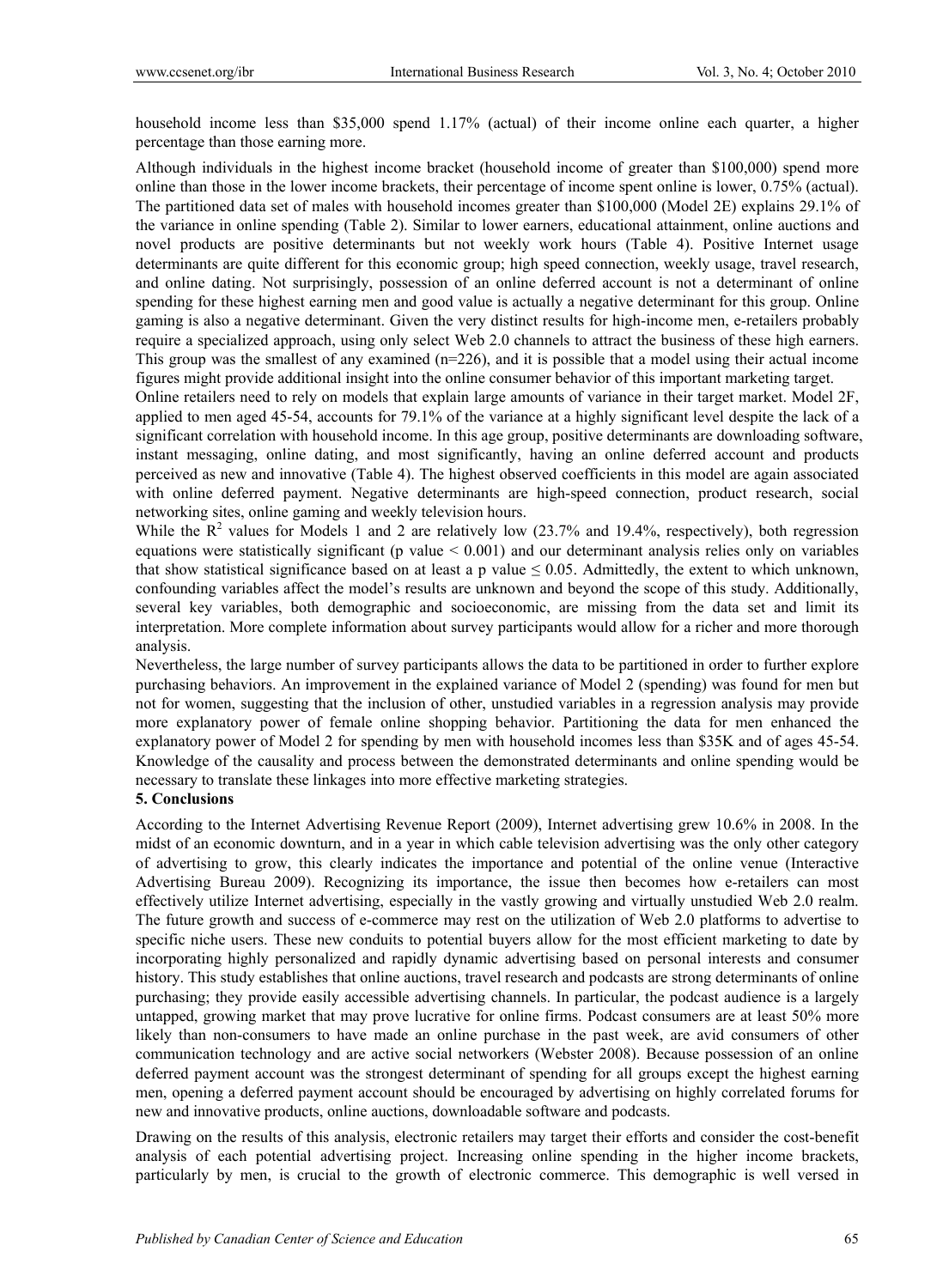household income less than $35,000 spend 1.17% (actual) of their income online each quarter, a higher percentage than those earning more.

Although individuals in the highest income bracket (household income of greater than $100,000) spend more online than those in the lower income brackets, their percentage of income spent online is lower, 0.75% (actual). The partitioned data set of males with household incomes greater than $100,000 (Model 2E) explains 29.1% of the variance in online spending (Table 2). Similar to lower earners, educational attainment, online auctions and novel products are positive determinants but not weekly work hours (Table 4). Positive Internet usage determinants are quite different for this economic group; high speed connection, weekly usage, travel research, and online dating. Not surprisingly, possession of an online deferred account is not a determinant of online spending for these highest earning men and good value is actually a negative determinant for this group. Online gaming is also a negative determinant. Given the very distinct results for high-income men, e-retailers probably require a specialized approach, using only select Web 2.0 channels to attract the business of these high earners. This group was the smallest of any examined (n=226), and it is possible that a model using their actual income figures might provide additional insight into the online consumer behavior of this important marketing target.

Online retailers need to rely on models that explain large amounts of variance in their target market. Model 2F, applied to men aged 45-54, accounts for 79.1% of the variance at a highly significant level despite the lack of a significant correlation with household income. In this age group, positive determinants are downloading software, instant messaging, online dating, and most significantly, having an online deferred account and products perceived as new and innovative (Table 4). The highest observed coefficients in this model are again associated with online deferred payment. Negative determinants are high-speed connection, product research, social networking sites, online gaming and weekly television hours.

While the $R^2$ values for Models 1 and 2 are relatively low (23.7% and 19.4%, respectively), both regression equations were statistically significant (p value $< 0.001$) and our determinant analysis relies only on variables that show statistical significance based on at least a p value $\leq 0.05$. Admittedly, the extent to which unknown, confounding variables affect the model's results are unknown and beyond the scope of this study. Additionally, several key variables, both demographic and socioeconomic, are missing from the data set and limit its interpretation. More complete information about survey participants would allow for a richer and more thorough analysis.

Nevertheless, the large number of survey participants allows the data to be partitioned in order to further explore purchasing behaviors. An improvement in the explained variance of Model 2 (spending) was found for men but not for women, suggesting that the inclusion of other, unstudied variables in a regression analysis may provide more explanatory power of female online shopping behavior. Partitioning the data for men enhanced the explanatory power of Model 2 for spending by men with household incomes less than $35K and of ages 45-54. Knowledge of the causality and process between the demonstrated determinants and online spending would be necessary to translate these linkages into more effective marketing strategies.

## 5. Conclusions

According to the Internet Advertising Revenue Report (2009), Internet advertising grew 10.6% in 2008. In the midst of an economic downturn, and in a year in which cable television advertising was the only other category of advertising to grow, this clearly indicates the importance and potential of the online venue (Interactive Advertising Bureau 2009). Recognizing its importance, the issue then becomes how e-retailers can most effectively utilize Internet advertising, especially in the vastly growing and virtually unstudied Web 2.0 realm. The future growth and success of e-commerce may rest on the utilization of Web 2.0 platforms to advertise to specific niche users. These new conduits to potential buyers allow for the most efficient marketing to date by incorporating highly personalized and rapidly dynamic advertising based on personal interests and consumer history. This study establishes that online auctions, travel research and podcasts are strong determinants of online purchasing; they provide easily accessible advertising channels. In particular, the podcast audience is a largely untapped, growing market that may prove lucrative for online firms. Podcast consumers are at least 50% more likely than non-consumers to have made an online purchase in the past week, are avid consumers of other communication technology and are active social networkers (Webster 2008). Because possession of an online deferred payment account was the strongest determinant of spending for all groups except the highest earning men, opening a deferred payment account should be encouraged by advertising on highly correlated forums for new and innovative products, online auctions, downloadable software and podcasts.

Drawing on the results of this analysis, electronic retailers may target their efforts and consider the cost-benefit analysis of each potential advertising project. Increasing online spending in the higher income brackets, particularly by men, is crucial to the growth of electronic commerce. This demographic is well versed in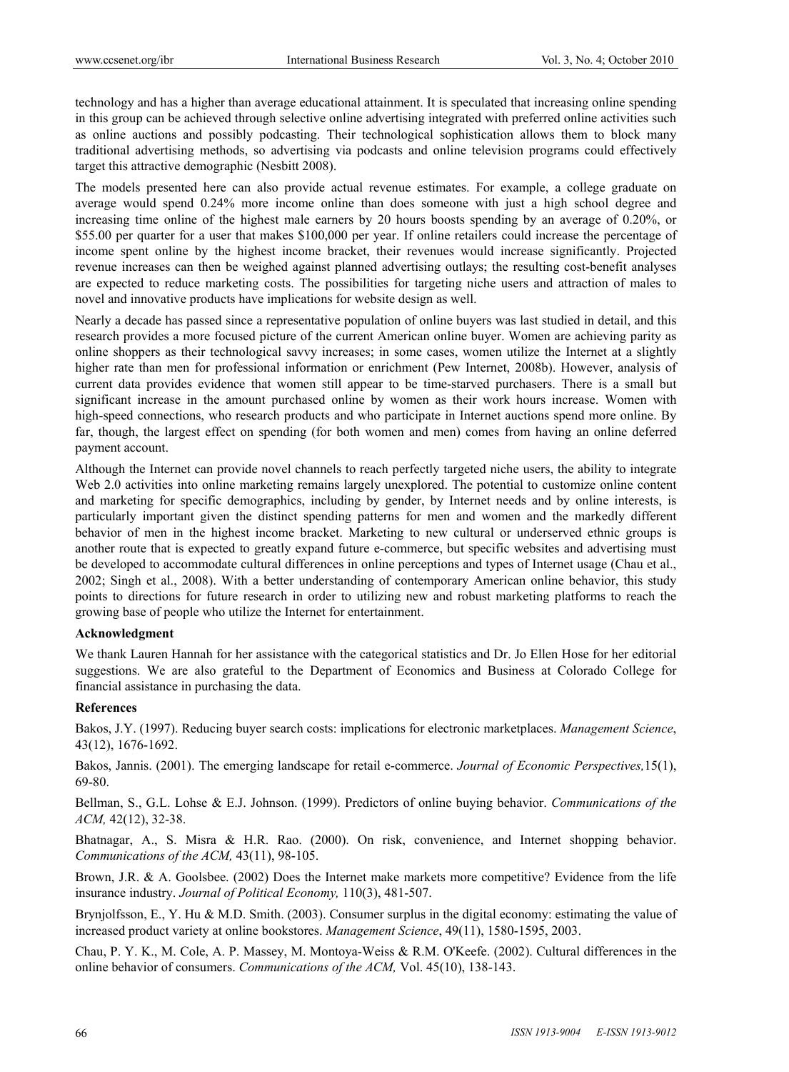technology and has a higher than average educational attainment. It is speculated that increasing online spending in this group can be achieved through selective online advertising integrated with preferred online activities such as online auctions and possibly podcasting. Their technological sophistication allows them to block many traditional advertising methods, so advertising via podcasts and online television programs could effectively target this attractive demographic (Nesbitt 2008).

The models presented here can also provide actual revenue estimates. For example, a college graduate on average would spend 0.24% more income online than does someone with just a high school degree and increasing time online of the highest male earners by 20 hours boosts spending by an average of 0.20%, or $55.00 per quarter for a user that makes $100,000 per year. If online retailers could increase the percentage of income spent online by the highest income bracket, their revenues would increase significantly. Projected revenue increases can then be weighed against planned advertising outlays; the resulting cost-benefit analyses are expected to reduce marketing costs. The possibilities for targeting niche users and attraction of males to novel and innovative products have implications for website design as well.

Nearly a decade has passed since a representative population of online buyers was last studied in detail, and this research provides a more focused picture of the current American online buyer. Women are achieving parity as online shoppers as their technological savvy increases; in some cases, women utilize the Internet at a slightly higher rate than men for professional information or enrichment (Pew Internet, 2008b). However, analysis of current data provides evidence that women still appear to be time-starved purchasers. There is a small but significant increase in the amount purchased online by women as their work hours increase. Women with high-speed connections, who research products and who participate in Internet auctions spend more online. By far, though, the largest effect on spending (for both women and men) comes from having an online deferred payment account.

Although the Internet can provide novel channels to reach perfectly targeted niche users, the ability to integrate Web 2.0 activities into online marketing remains largely unexplored. The potential to customize online content and marketing for specific demographics, including by gender, by Internet needs and by online interests, is particularly important given the distinct spending patterns for men and women and the markedly different behavior of men in the highest income bracket. Marketing to new cultural or underserved ethnic groups is another route that is expected to greatly expand future e-commerce, but specific websites and advertising must be developed to accommodate cultural differences in online perceptions and types of Internet usage (Chau et al., 2002; Singh et al., 2008). With a better understanding of contemporary American online behavior, this study points to directions for future research in order to utilizing new and robust marketing platforms to reach the growing base of people who utilize the Internet for entertainment.

**Acknowledgment**

We thank Lauren Hannah for her assistance with the categorical statistics and Dr. Jo Ellen Hose for her editorial suggestions. We are also grateful to the Department of Economics and Business at Colorado College for financial assistance in purchasing the data.

**References**

Bakos, J.Y. (1997). Reducing buyer search costs: implications for electronic marketplaces. *Management Science*, 43(12), 1676-1692.

Bakos, Jannis. (2001). The emerging landscape for retail e-commerce. *Journal of Economic Perspectives,*15(1), 69-80.

Bellman, S., G.L. Lohse & E.J. Johnson. (1999). Predictors of online buying behavior. *Communications of the ACM,* 42(12), 32-38.

Bhatnagar, A., S. Misra & H.R. Rao. (2000). On risk, convenience, and Internet shopping behavior. *Communications of the ACM,* 43(11), 98-105.

Brown, J.R. & A. Goolsbee. (2002) Does the Internet make markets more competitive? Evidence from the life insurance industry. *Journal of Political Economy,* 110(3), 481-507.

Brynjolfsson, E., Y. Hu & M.D. Smith. (2003). Consumer surplus in the digital economy: estimating the value of increased product variety at online bookstores. *Management Science*, 49(11), 1580-1595, 2003.

Chau, P. Y. K., M. Cole, A. P. Massey, M. Montoya-Weiss & R.M. O'Keefe. (2002). Cultural differences in the online behavior of consumers. *Communications of the ACM,* Vol. 45(10), 138-143.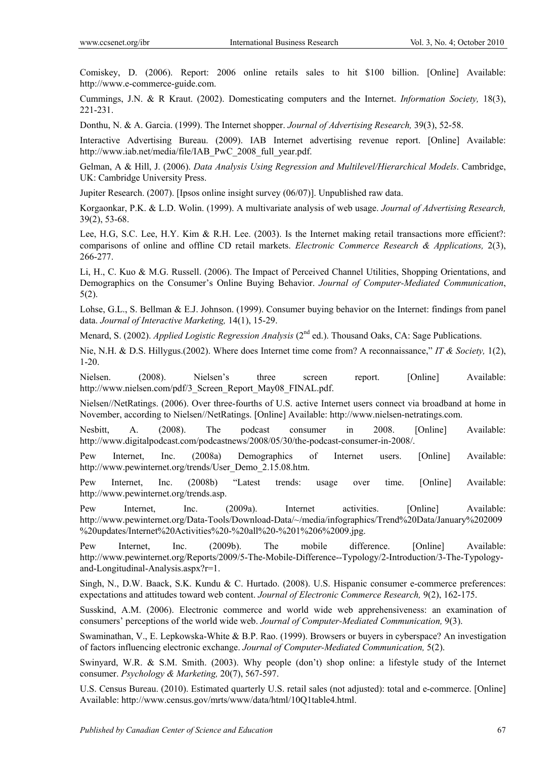Comiskey, D. (2006). Report: 2006 online retails sales to hit $100 billion. [Online] Available: http://www.e-commerce-guide.com.

Cummings, J.N. & R Kraut. (2002). Domesticating computers and the Internet. *Information Society,* 18(3), 221-231.

Donthu, N. & A. Garcia. (1999). The Internet shopper. *Journal of Advertising Research,* 39(3), 52-58.

Interactive Advertising Bureau. (2009). IAB Internet advertising revenue report. [Online] Available: http://www.iab.net/media/file/IAB_PwC_2008_full_year.pdf.

Gelman, A & Hill, J. (2006). *Data Analysis Using Regression and Multilevel/Hierarchical Models*. Cambridge, UK: Cambridge University Press.

Jupiter Research. (2007). [Ipsos online insight survey (06/07)]. Unpublished raw data.

Korgaonkar, P.K. & L.D. Wolin. (1999). A multivariate analysis of web usage. *Journal of Advertising Research,* 39(2), 53-68.

Lee, H.G, S.C. Lee, H.Y. Kim & R.H. Lee. (2003). Is the Internet making retail transactions more efficient?: comparisons of online and offline CD retail markets. *Electronic Commerce Research & Applications,* 2(3), 266-277.

Li, H., C. Kuo & M.G. Russell. (2006). The Impact of Perceived Channel Utilities, Shopping Orientations, and Demographics on the Consumer's Online Buying Behavior. *Journal of Computer-Mediated Communication*, 5(2).

Lohse, G.L., S. Bellman & E.J. Johnson. (1999). Consumer buying behavior on the Internet: findings from panel data. *Journal of Interactive Marketing,* 14(1), 15-29.

Menard, S. (2002). *Applied Logistic Regression Analysis* (2nd ed.). Thousand Oaks, CA: Sage Publications.

Nie, N.H. & D.S. Hillygus.(2002). Where does Internet time come from? A reconnaissance," *IT & Society,* 1(2), 1-20.

Nielsen. (2008). Nielsen's three screen report. [Online] Available: http://www.nielsen.com/pdf/3_Screen_Report_May08_FINAL.pdf.

Nielsen//NetRatings. (2006). Over three-fourths of U.S. active Internet users connect via broadband at home in November, according to Nielsen//NetRatings. [Online] Available: http://www.nielsen-netratings.com.

Nesbitt, A. (2008). The podcast consumer in 2008. [Online] Available: http://www.digitalpodcast.com/podcastnews/2008/05/30/the-podcast-consumer-in-2008/.

Pew Internet, Inc. (2008a) Demographics of Internet users. [Online] Available: http://www.pewinternet.org/trends/User_Demo_2.15.08.htm.

Pew Internet, Inc. (2008b) "Latest trends: usage over time. [Online] Available: http://www.pewinternet.org/trends.asp.

Pew Internet, Inc. (2009a). Internet activities. [Online] Available: http://www.pewinternet.org/Data-Tools/Download-Data/~/media/infographics/Trend%20Data/January%202009%20updates/Internet%20Activities%20-%20all%20-%201%206%2009.jpg.

Pew Internet, Inc. (2009b). The mobile difference. [Online] Available: http://www.pewinternet.org/Reports/2009/5-The-Mobile-Difference--Typology/2-Introduction/3-The-Typology-and-Longitudinal-Analysis.aspx?r=1.

Singh, N., D.W. Baack, S.K. Kundu & C. Hurtado. (2008). U.S. Hispanic consumer e-commerce preferences: expectations and attitudes toward web content. *Journal of Electronic Commerce Research,* 9(2), 162-175.

Susskind, A.M. (2006). Electronic commerce and world wide web apprehensiveness: an examination of consumers' perceptions of the world wide web. *Journal of Computer-Mediated Communication,* 9(3).

Swaminathan, V., E. Lepkowska-White & B.P. Rao. (1999). Browsers or buyers in cyberspace? An investigation of factors influencing electronic exchange. *Journal of Computer-Mediated Communication,* 5(2).

Swinyard, W.R. & S.M. Smith. (2003). Why people (don't) shop online: a lifestyle study of the Internet consumer. *Psychology & Marketing,* 20(7), 567-597.

U.S. Census Bureau. (2010). Estimated quarterly U.S. retail sales (not adjusted): total and e-commerce. [Online] Available: http://www.census.gov/mrts/www/data/html/10Q1table4.html.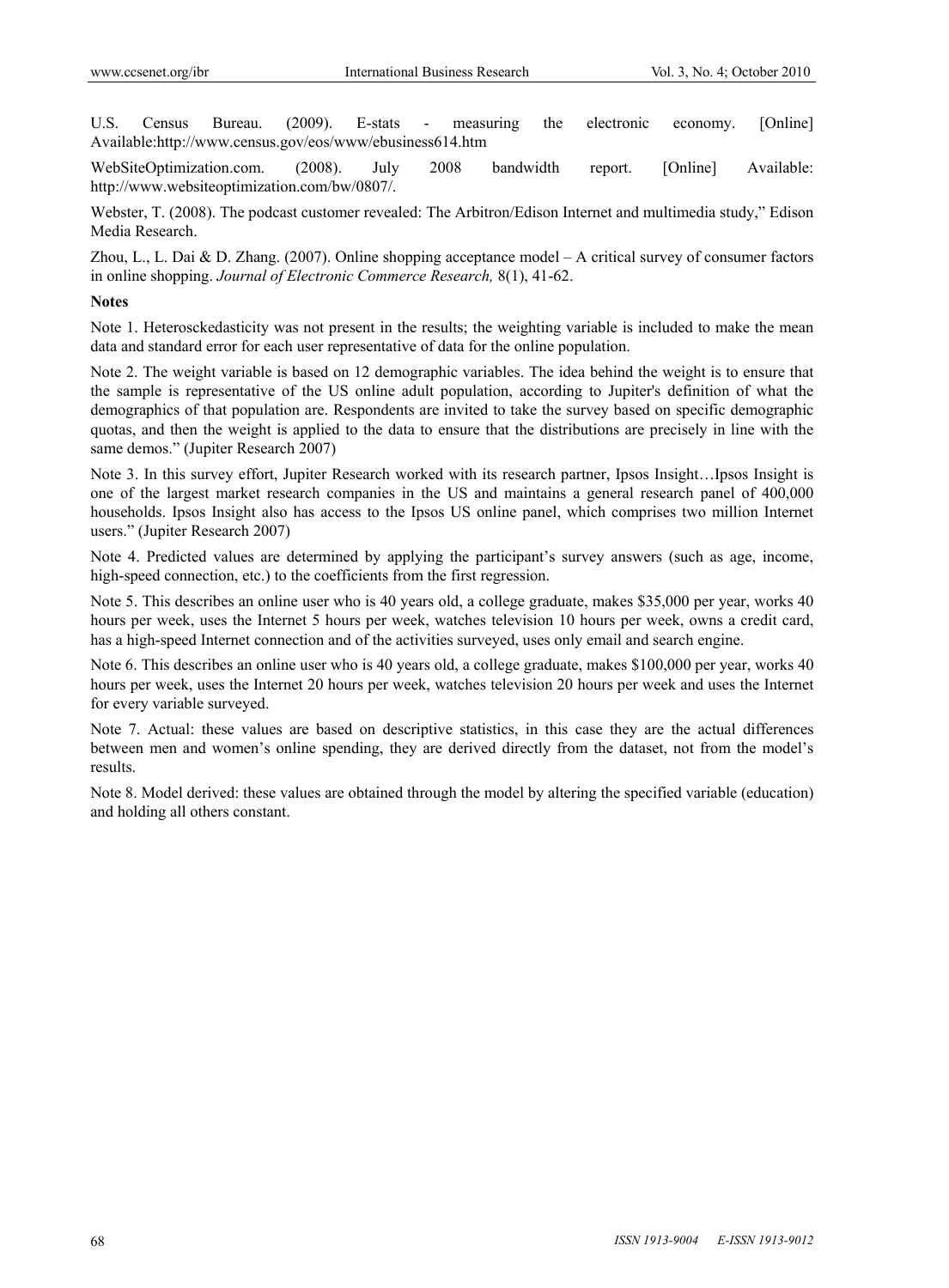U.S. Census Bureau. (2009). E-stats - measuring the electronic economy. [Online] Available:http://www.census.gov/eos/www/ebusiness614.htm

WebSiteOptimization.com. (2008). July 2008 bandwidth report. [Online] Available: http://www.websiteoptimization.com/bw/0807/.

Webster, T. (2008). The podcast customer revealed: The Arbitron/Edison Internet and multimedia study," Edison Media Research.

Zhou, L., L. Dai & D. Zhang. (2007). Online shopping acceptance model – A critical survey of consumer factors in online shopping. *Journal of Electronic Commerce Research,* 8(1), 41-62.

**Notes**

Note 1. Heterosckedasticity was not present in the results; the weighting variable is included to make the mean data and standard error for each user representative of data for the online population.

Note 2. The weight variable is based on 12 demographic variables. The idea behind the weight is to ensure that the sample is representative of the US online adult population, according to Jupiter's definition of what the demographics of that population are. Respondents are invited to take the survey based on specific demographic quotas, and then the weight is applied to the data to ensure that the distributions are precisely in line with the same demos." (Jupiter Research 2007)

Note 3. In this survey effort, Jupiter Research worked with its research partner, Ipsos Insight…Ipsos Insight is one of the largest market research companies in the US and maintains a general research panel of 400,000 households. Ipsos Insight also has access to the Ipsos US online panel, which comprises two million Internet users." (Jupiter Research 2007)

Note 4. Predicted values are determined by applying the participant's survey answers (such as age, income, high-speed connection, etc.) to the coefficients from the first regression.

Note 5. This describes an online user who is 40 years old, a college graduate, makes $35,000 per year, works 40 hours per week, uses the Internet 5 hours per week, watches television 10 hours per week, owns a credit card, has a high-speed Internet connection and of the activities surveyed, uses only email and search engine.

Note 6. This describes an online user who is 40 years old, a college graduate, makes $100,000 per year, works 40 hours per week, uses the Internet 20 hours per week, watches television 20 hours per week and uses the Internet for every variable surveyed.

Note 7. Actual: these values are based on descriptive statistics, in this case they are the actual differences between men and women's online spending, they are derived directly from the dataset, not from the model's results.

Note 8. Model derived: these values are obtained through the model by altering the specified variable (education) and holding all others constant.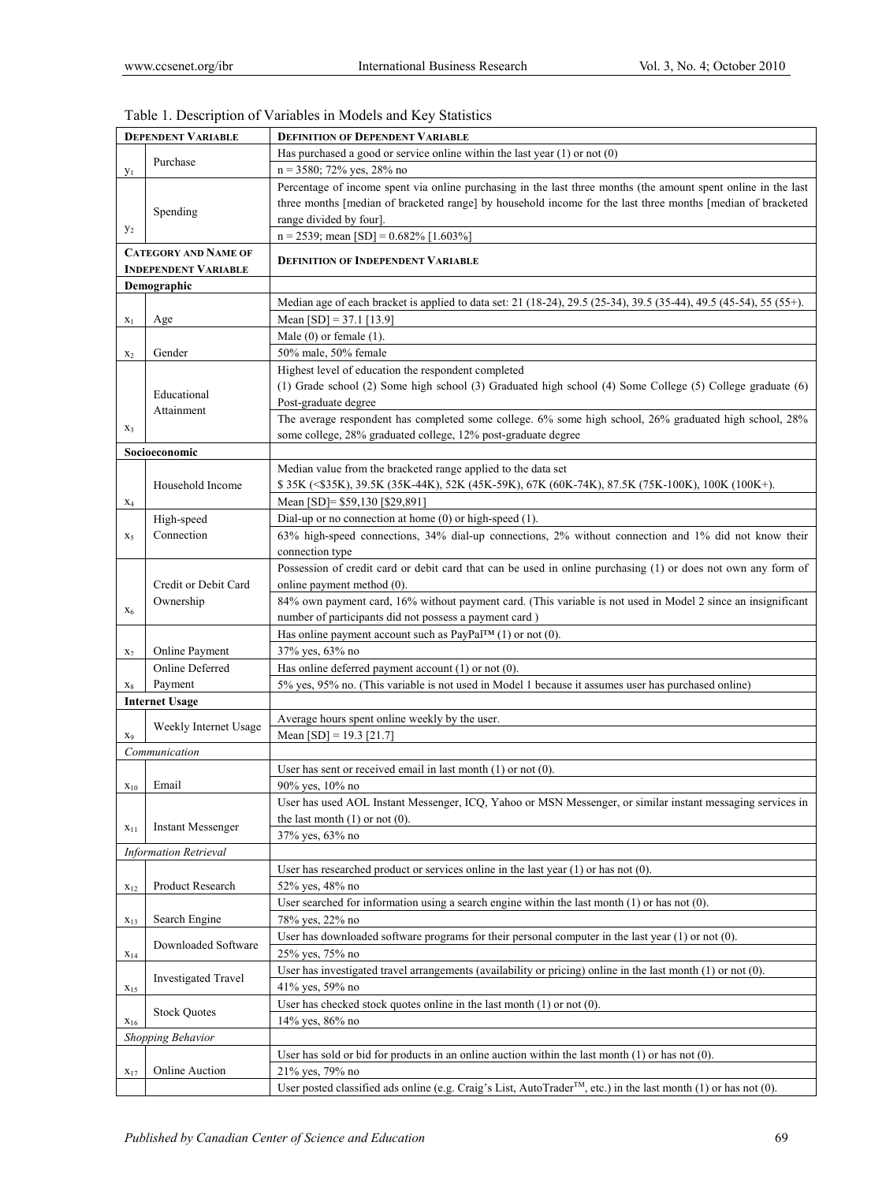Table 1. Description of Variables in Models and Key Statistics

| **Dependent Variable** | | **Definition of Dependent Variable** |
|---|---|---|
| $y_1$ | Purchase | Has purchased a good or service online within the last year (1) or not (0) |
| | | n = 3580; 72% yes, 28% no |
| $y_2$ | Spending | Percentage of income spent via online purchasing in the last three months (the amount spent online in the last three months [median of bracketed range] by household income for the last three months [median of bracketed range divided by four]. |
| | | n = 2539; mean [SD] = 0.682% [1.603%] |
| **Category and Name of Independent Variable** | | **Definition of Independent Variable** |
| **Demographic** | | |
| $x_1$ | Age | Median age of each bracket is applied to data set: 21 (18-24), 29.5 (25-34), 39.5 (35-44), 49.5 (45-54), 55 (55+). |
| | | Mean [SD] = 37.1 [13.9] |
| $x_2$ | Gender | Male (0) or female (1). |
| | | 50% male, 50% female |
| $x_3$ | Educational Attainment | Highest level of education the respondent completed (1) Grade school (2) Some high school (3) Graduated high school (4) Some College (5) College graduate (6) Post-graduate degree |
| | | The average respondent has completed some college. 6% some high school, 26% graduated high school, 28% some college, 28% graduated college, 12% post-graduate degree |
| **Socioeconomic** | | |
| $x_4$ | Household Income | Median value from the bracketed range applied to the data set $ 35K (<$35K), 39.5K (35K-44K), 52K (45K-59K), 67K (60K-74K), 87.5K (75K-100K), 100K (100K+). |
| | | Mean [SD]= $59,130 [$29,891] |
| $x_5$ | High-speed Connection | Dial-up or no connection at home (0) or high-speed (1). |
| | | 63% high-speed connections, 34% dial-up connections, 2% without connection and 1% did not know their connection type |
| $x_6$ | Credit or Debit Card Ownership | Possession of credit card or debit card that can be used in online purchasing (1) or does not own any form of online payment method (0). |
| | | 84% own payment card, 16% without payment card. (This variable is not used in Model 2 since an insignificant number of participants did not possess a payment card ) |
| $x_7$ | Online Payment | Has online payment account such as PayPal™ (1) or not (0). |
| | | 37% yes, 63% no |
| $x_8$ | Online Deferred Payment | Has online deferred payment account (1) or not (0). |
| | | 5% yes, 95% no. (This variable is not used in Model 1 because it assumes user has purchased online) |
| **Internet Usage** | | |
| $x_9$ | Weekly Internet Usage | Average hours spent online weekly by the user. |
| | | Mean [SD] = 19.3 [21.7] |
| *Communication* | | |
| $x_{10}$ | Email | User has sent or received email in last month (1) or not (0). |
| | | 90% yes, 10% no |
| $x_{11}$ | Instant Messenger | User has used AOL Instant Messenger, ICQ, Yahoo or MSN Messenger, or similar instant messaging services in the last month (1) or not (0). |
| | | 37% yes, 63% no |
| *Information Retrieval* | | |
| $x_{12}$ | Product Research | User has researched product or services online in the last year (1) or has not (0). |
| | | 52% yes, 48% no |
| $x_{13}$ | Search Engine | User searched for information using a search engine within the last month (1) or has not (0). |
| | | 78% yes, 22% no |
| $x_{14}$ | Downloaded Software | User has downloaded software programs for their personal computer in the last year (1) or not (0). |
| | | 25% yes, 75% no |
| $x_{15}$ | Investigated Travel | User has investigated travel arrangements (availability or pricing) online in the last month (1) or not (0). |
| | | 41% yes, 59% no |
| $x_{16}$ | Stock Quotes | User has checked stock quotes online in the last month (1) or not (0). |
| | | 14% yes, 86% no |
| *Shopping Behavior* | | |
| $x_{17}$ | Online Auction | User has sold or bid for products in an online auction within the last month (1) or has not (0). |
| | | 21% yes, 79% no |
| | | User posted classified ads online (e.g. Craig's List, AutoTrader™, etc.) in the last month (1) or has not (0). |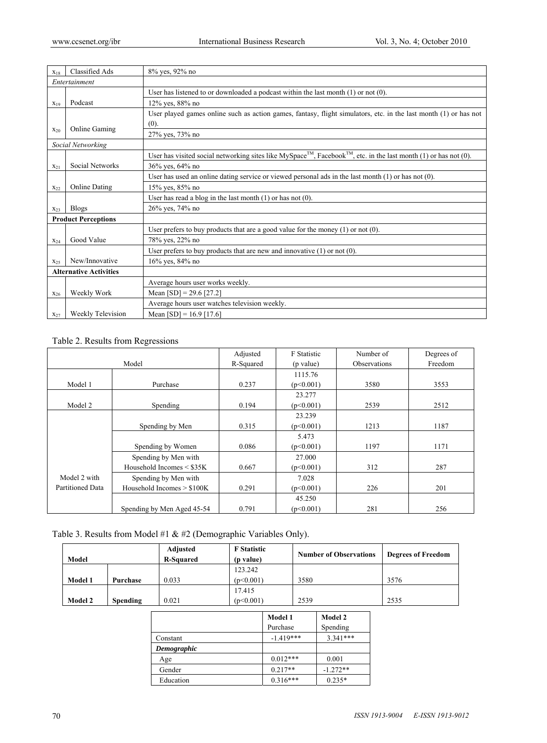| | | |
|---|---|---|
| $x_{18}$ | Classified Ads | 8% yes, 92% no |
| *Entertainment* | | |
| $x_{19}$ | Podcast | User has listened to or downloaded a podcast within the last month (1) or not (0). |
| | | 12% yes, 88% no |
| $x_{20}$ | Online Gaming | User played games online such as action games, fantasy, flight simulators, etc. in the last month (1) or has not (0). |
| | | 27% yes, 73% no |
| *Social Networking* | | |
| $x_{21}$ | Social Networks | User has visited social networking sites like MySpace™, Facebook™, etc. in the last month (1) or has not (0). |
| | | 36% yes, 64% no |
| $x_{22}$ | Online Dating | User has used an online dating service or viewed personal ads in the last month (1) or has not (0). |
| | | 15% yes, 85% no |
| $x_{23}$ | Blogs | User has read a blog in the last month (1) or has not (0). |
| | | 26% yes, 74% no |
| **Product Perceptions** | | |
| $x_{24}$ | Good Value | User prefers to buy products that are a good value for the money (1) or not (0). |
| | | 78% yes, 22% no |
| $x_{25}$ | New/Innovative | User prefers to buy products that are new and innovative (1) or not (0). |
| | | 16% yes, 84% no |
| **Alternative Activities** | | |
| $x_{26}$ | Weekly Work | Average hours user works weekly. |
| | | Mean [SD] = 29.6 [27.2] |
| $x_{27}$ | Weekly Television | Average hours user watches television weekly. |
| | | Mean [SD] = 16.9 [17.6] |

Table 2. Results from Regressions

| Model | | Adjusted R-Squared | F Statistic (p value) | Number of Observations | Degrees of Freedom |
|---|---|---|---|---|---|
| Model 1 | Purchase | 0.237 | 1115.76 (p<0.001) | 3580 | 3553 |
| Model 2 | Spending | 0.194 | 23.277 (p<0.001) | 2539 | 2512 |
| Model 2 with Partitioned Data | Spending by Men | 0.315 | 23.239 (p<0.001) | 1213 | 1187 |
| | Spending by Women | 0.086 | 5.473 (p<0.001) | 1197 | 1171 |
| | Spending by Men with Household Incomes < $35K | 0.667 | 27.000 (p<0.001) | 312 | 287 |
| | Spending by Men with Household Incomes > $100K | 0.291 | 7.028 (p<0.001) | 226 | 201 |
| | Spending by Men Aged 45-54 | 0.791 | 45.250 (p<0.001) | 281 | 256 |

Table 3. Results from Model #1 & #2 (Demographic Variables Only).

| **Model** | | **Adjusted R-Squared** | **F Statistic (p value)** | **Number of Observations** | **Degrees of Freedom** |
|---|---|---|---|---|---|
| **Model 1** | **Purchase** | 0.033 | 123.242 (p<0.001) | 3580 | 3576 |
| **Model 2** | **Spending** | 0.021 | 17.415 (p<0.001) | 2539 | 2535 |

| | **Model 1** Purchase | **Model 2** Spending |
|---|---|---|
| Constant | -1.419*** | 3.341*** |
| ***Demographic*** | | |
| Age | 0.012*** | 0.001 |
| Gender | 0.217** | -1.272** |
| Education | 0.316*** | 0.235* |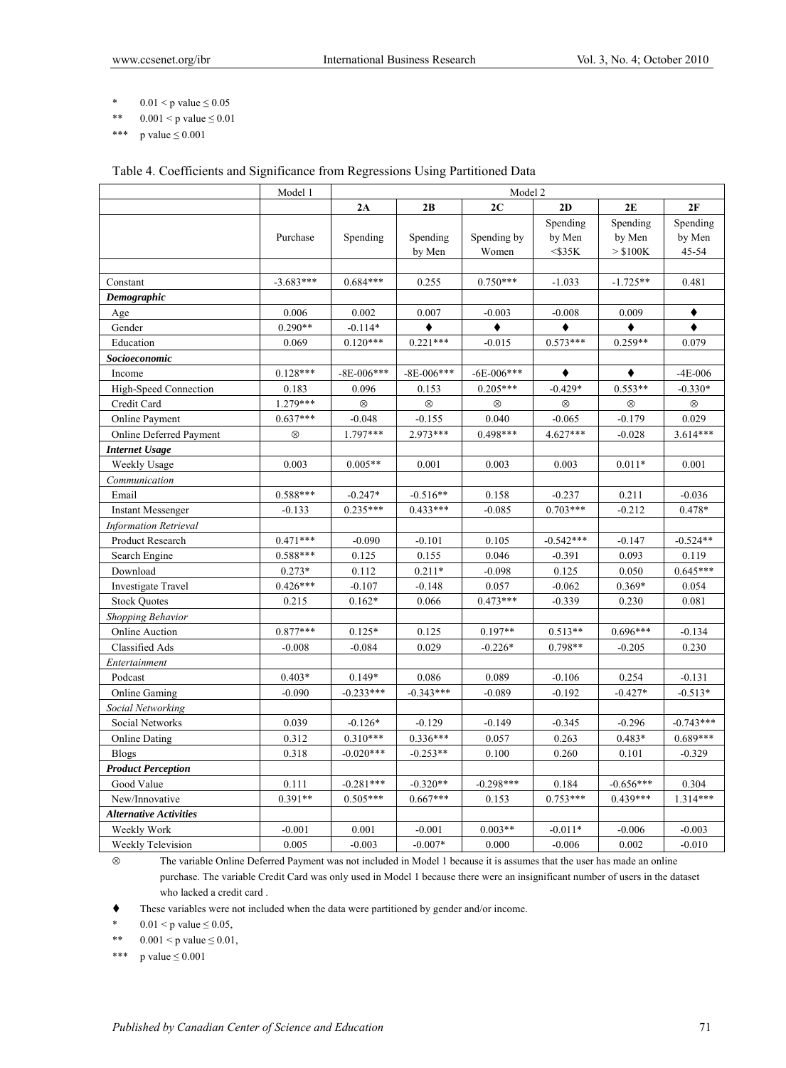\*    $0.01 < p$ value $\leq 0.05$

\*\*    $0.001 < p$ value $\leq 0.01$

\*\*\*    p value $\leq 0.001$

Table 4. Coefficients and Significance from Regressions Using Partitioned Data

| | Model 1 | Model 2 | | | | | |
|---|---|---|---|---|---|---|---|
| | | 2A | 2B | 2C | 2D | 2E | 2F |
| | Purchase | Spending | Spending by Men | Spending by Women | Spending by Men <$35K | Spending by Men > $100K | Spending by Men 45-54 |
| Constant | -3.683*** | 0.684*** | 0.255 | 0.750*** | -1.033 | -1.725** | 0.481 |
| ***Demographic*** | | | | | | | |
| Age | 0.006 | 0.002 | 0.007 | -0.003 | -0.008 | 0.009 | ♦ |
| Gender | 0.290** | -0.114* | ♦ | ♦ | ♦ | ♦ | ♦ |
| Education | 0.069 | 0.120*** | 0.221*** | -0.015 | 0.573*** | 0.259** | 0.079 |
| ***Socioeconomic*** | | | | | | | |
| Income | 0.128*** | -8E-006*** | -8E-006*** | -6E-006*** | ♦ | ♦ | -4E-006 |
| High-Speed Connection | 0.183 | 0.096 | 0.153 | 0.205*** | -0.429* | 0.553** | -0.330* |
| Credit Card | 1.279*** | ⊗ | ⊗ | ⊗ | ⊗ | ⊗ | ⊗ |
| Online Payment | 0.637*** | -0.048 | -0.155 | 0.040 | -0.065 | -0.179 | 0.029 |
| Online Deferred Payment | ⊗ | 1.797*** | 2.973*** | 0.498*** | 4.627*** | -0.028 | 3.614*** |
| ***Internet Usage*** | | | | | | | |
| Weekly Usage | 0.003 | 0.005** | 0.001 | 0.003 | 0.003 | 0.011* | 0.001 |
| *Communication* | | | | | | | |
| Email | 0.588*** | -0.247* | -0.516** | 0.158 | -0.237 | 0.211 | -0.036 |
| Instant Messenger | -0.133 | 0.235*** | 0.433*** | -0.085 | 0.703*** | -0.212 | 0.478* |
| *Information Retrieval* | | | | | | | |
| Product Research | 0.471*** | -0.090 | -0.101 | 0.105 | -0.542*** | -0.147 | -0.524** |
| Search Engine | 0.588*** | 0.125 | 0.155 | 0.046 | -0.391 | 0.093 | 0.119 |
| Download | 0.273* | 0.112 | 0.211* | -0.098 | 0.125 | 0.050 | 0.645*** |
| Investigate Travel | 0.426*** | -0.107 | -0.148 | 0.057 | -0.062 | 0.369* | 0.054 |
| Stock Quotes | 0.215 | 0.162* | 0.066 | 0.473*** | -0.339 | 0.230 | 0.081 |
| *Shopping Behavior* | | | | | | | |
| Online Auction | 0.877*** | 0.125* | 0.125 | 0.197** | 0.513** | 0.696*** | -0.134 |
| Classified Ads | -0.008 | -0.084 | 0.029 | -0.226* | 0.798** | -0.205 | 0.230 |
| *Entertainment* | | | | | | | |
| Podcast | 0.403* | 0.149* | 0.086 | 0.089 | -0.106 | 0.254 | -0.131 |
| Online Gaming | -0.090 | -0.233*** | -0.343*** | -0.089 | -0.192 | -0.427* | -0.513* |
| *Social Networking* | | | | | | | |
| Social Networks | 0.039 | -0.126* | -0.129 | -0.149 | -0.345 | -0.296 | -0.743*** |
| Online Dating | 0.312 | 0.310*** | 0.336*** | 0.057 | 0.263 | 0.483* | 0.689*** |
| Blogs | 0.318 | -0.020*** | -0.253** | 0.100 | 0.260 | 0.101 | -0.329 |
| ***Product Perception*** | | | | | | | |
| Good Value | 0.111 | -0.281*** | -0.320** | -0.298*** | 0.184 | -0.656*** | 0.304 |
| New/Innovative | 0.391** | 0.505*** | 0.667*** | 0.153 | 0.753*** | 0.439*** | 1.314*** |
| ***Alternative Activities*** | | | | | | | |
| Weekly Work | -0.001 | 0.001 | -0.001 | 0.003** | -0.011* | -0.006 | -0.003 |
| Weekly Television | 0.005 | -0.003 | -0.007* | 0.000 | -0.006 | 0.002 | -0.010 |

⊗    The variable Online Deferred Payment was not included in Model 1 because it is assumes that the user has made an online purchase. The variable Credit Card was only used in Model 1 because there were an insignificant number of users in the dataset who lacked a credit card .

♦    These variables were not included when the data were partitioned by gender and/or income.

\*    $0.01 < p$ value $\leq 0.05$,

\*\*    $0.001 < p$ value $\leq 0.01$,

\*\*\*    p value $\leq 0.001$